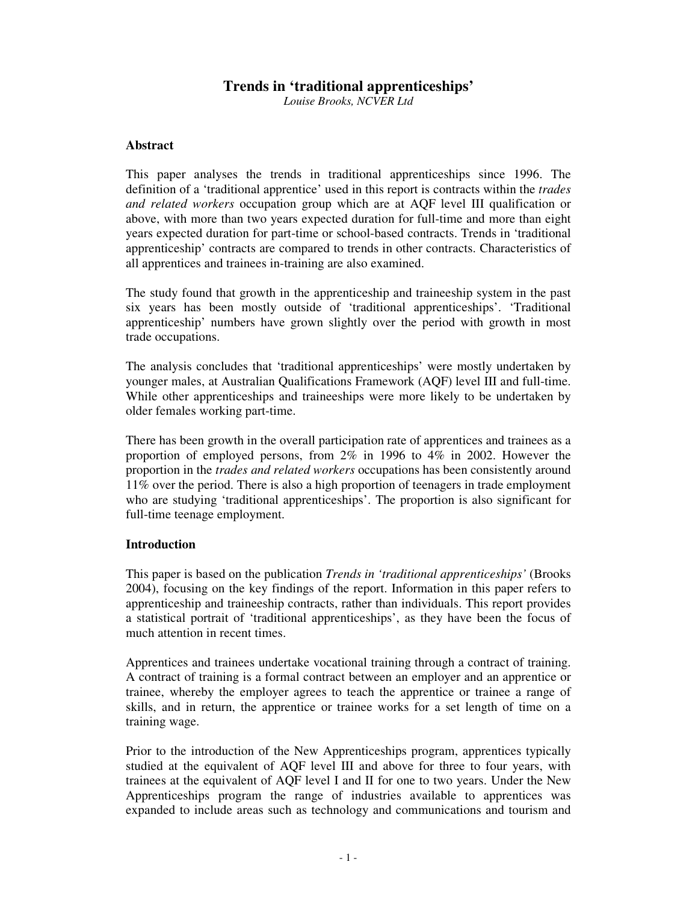# Trends in 'traditional apprenticeships'

*Louise Brooks, NCVER Ltd*

## Abstract

This paper analyses the trends in traditional apprenticeships since 1996. The definition of a 'traditional apprentice' used in this report is contracts within the *trades and related workers* occupation group which are at AQF level III qualification or above, with more than two years expected duration for full-time and more than eight years expected duration for part-time or school-based contracts. Trends in 'traditional apprenticeship' contracts are compared to trends in other contracts. Characteristics of all apprentices and trainees in-training are also examined.

The study found that growth in the apprenticeship and traineeship system in the past six years has been mostly outside of 'traditional apprenticeships'. 'Traditional apprenticeship' numbers have grown slightly over the period with growth in most trade occupations.

The analysis concludes that 'traditional apprenticeships' were mostly undertaken by younger males, at Australian Qualifications Framework (AQF) level III and full-time. While other apprenticeships and traineeships were more likely to be undertaken by older females working part-time.

There has been growth in the overall participation rate of apprentices and trainees as a proportion of employed persons, from 2% in 1996 to 4% in 2002. However the proportion in the *trades and related workers* occupations has been consistently around 11% over the period. There is also a high proportion of teenagers in trade employment who are studying 'traditional apprenticeships'. The proportion is also significant for full-time teenage employment.

## Introduction

This paper is based on the publication *Trends in 'traditional apprenticeships'* (Brooks 2004), focusing on the key findings of the report. Information in this paper refers to apprenticeship and traineeship contracts, rather than individuals. This report provides a statistical portrait of 'traditional apprenticeships', as they have been the focus of much attention in recent times.

Apprentices and trainees undertake vocational training through a contract of training. A contract of training is a formal contract between an employer and an apprentice or trainee, whereby the employer agrees to teach the apprentice or trainee a range of skills, and in return, the apprentice or trainee works for a set length of time on a training wage.

Prior to the introduction of the New Apprenticeships program, apprentices typically studied at the equivalent of AQF level III and above for three to four years, with trainees at the equivalent of AQF level I and II for one to two years. Under the New Apprenticeships program the range of industries available to apprentices was expanded to include areas such as technology and communications and tourism and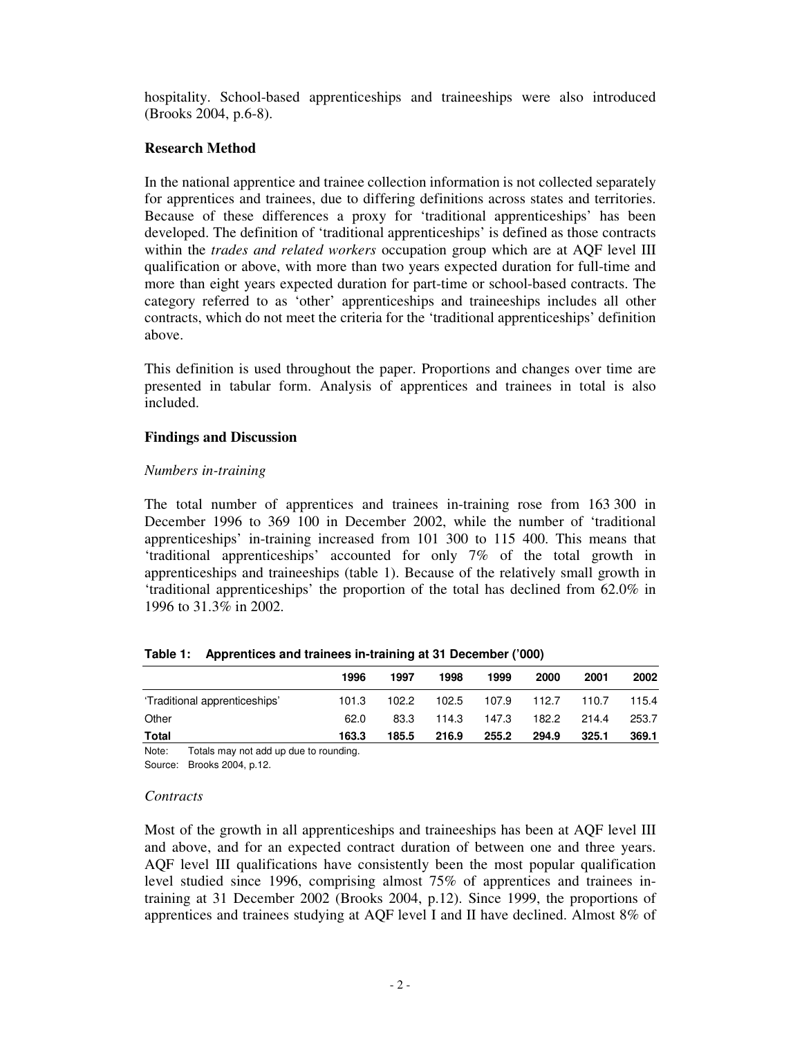hospitality. School-based apprenticeships and traineeships were also introduced (Brooks 2004, p.6-8).

**Research Method**

In the national apprentice and trainee collection information is not collected separately for apprentices and trainees, due to differing definitions across states and territories. Because of these differences a proxy for 'traditional apprenticeships' has been developed. The definition of 'traditional apprenticeships' is defined as those contracts within the *trades and related workers* occupation group which are at AQF level III qualification or above, with more than two years expected duration for full-time and more than eight years expected duration for part-time or school-based contracts. The category referred to as 'other' apprenticeships and traineeships includes all other contracts, which do not meet the criteria for the 'traditional apprenticeships' definition above.

This definition is used throughout the paper. Proportions and changes over time are presented in tabular form. Analysis of apprentices and trainees in total is also included.

**Findings and Discussion**

*Numbers in-training*

The total number of apprentices and trainees in-training rose from 163 300 in December 1996 to 369 100 in December 2002, while the number of 'traditional apprenticeships' in-training increased from 101 300 to 115 400. This means that 'traditional apprenticeships' accounted for only 7% of the total growth in apprenticeships and traineeships (table 1). Because of the relatively small growth in 'traditional apprenticeships' the proportion of the total has declined from 62.0% in 1996 to 31.3% in 2002.

**Table 1: Apprentices and trainees in-training at 31 December ('000)**

| | 1996 | 1997 | 1998 | 1999 | 2000 | 2001 | 2002 |
|---|---|---|---|---|---|---|---|
| 'Traditional apprenticeships' | 101.3 | 102.2 | 102.5 | 107.9 | 112.7 | 110.7 | 115.4 |
| Other | 62.0 | 83.3 | 114.3 | 147.3 | 182.2 | 214.4 | 253.7 |
| **Total** | **163.3** | **185.5** | **216.9** | **255.2** | **294.9** | **325.1** | **369.1** |

Note: Totals may not add up due to rounding.
Source: Brooks 2004, p.12.

*Contracts*

Most of the growth in all apprenticeships and traineeships has been at AQF level III and above, and for an expected contract duration of between one and three years. AQF level III qualifications have consistently been the most popular qualification level studied since 1996, comprising almost 75% of apprentices and trainees in-training at 31 December 2002 (Brooks 2004, p.12). Since 1999, the proportions of apprentices and trainees studying at AQF level I and II have declined. Almost 8% of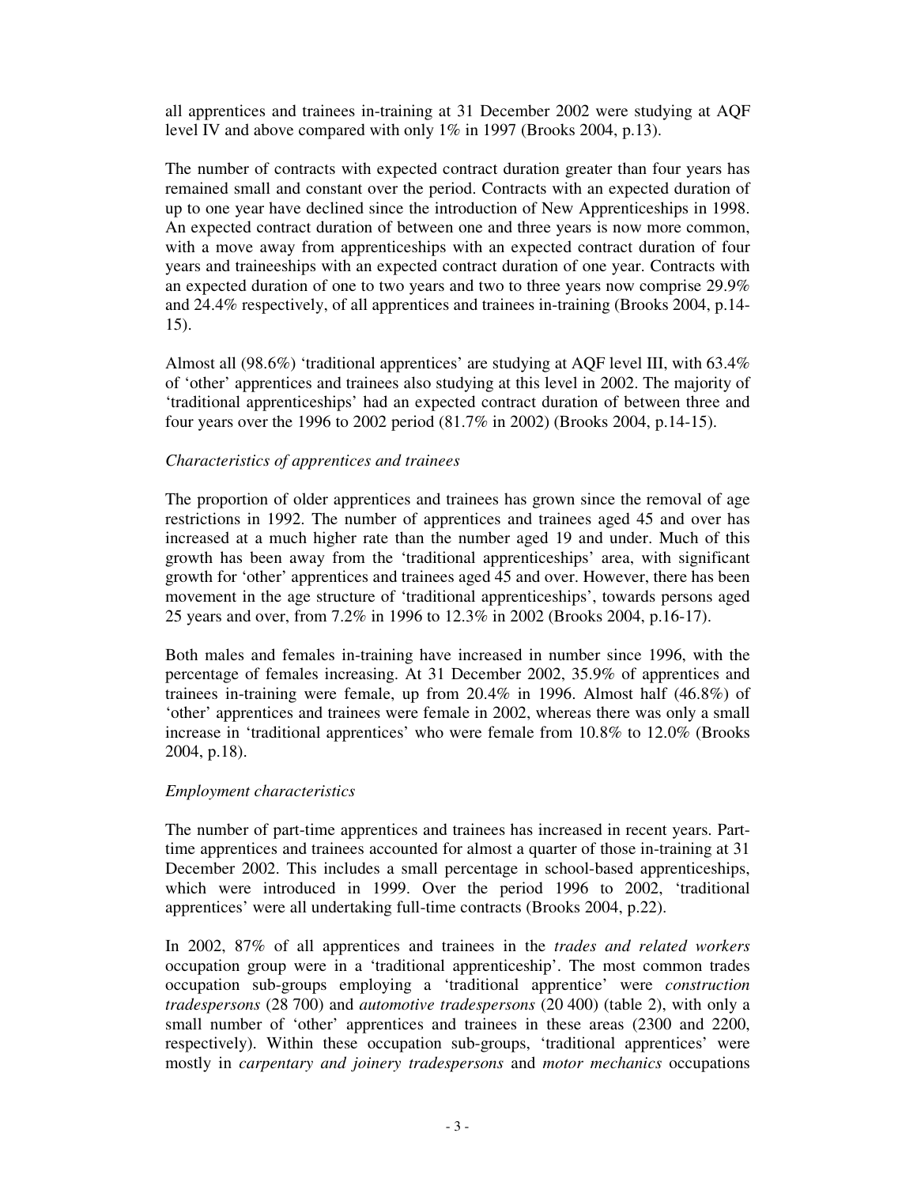all apprentices and trainees in-training at 31 December 2002 were studying at AQF level IV and above compared with only 1% in 1997 (Brooks 2004, p.13).

The number of contracts with expected contract duration greater than four years has remained small and constant over the period. Contracts with an expected duration of up to one year have declined since the introduction of New Apprenticeships in 1998. An expected contract duration of between one and three years is now more common, with a move away from apprenticeships with an expected contract duration of four years and traineeships with an expected contract duration of one year. Contracts with an expected duration of one to two years and two to three years now comprise 29.9% and 24.4% respectively, of all apprentices and trainees in-training (Brooks 2004, p.14-15).

Almost all (98.6%) 'traditional apprentices' are studying at AQF level III, with 63.4% of 'other' apprentices and trainees also studying at this level in 2002. The majority of 'traditional apprenticeships' had an expected contract duration of between three and four years over the 1996 to 2002 period (81.7% in 2002) (Brooks 2004, p.14-15).

*Characteristics of apprentices and trainees*

The proportion of older apprentices and trainees has grown since the removal of age restrictions in 1992. The number of apprentices and trainees aged 45 and over has increased at a much higher rate than the number aged 19 and under. Much of this growth has been away from the 'traditional apprenticeships' area, with significant growth for 'other' apprentices and trainees aged 45 and over. However, there has been movement in the age structure of 'traditional apprenticeships', towards persons aged 25 years and over, from 7.2% in 1996 to 12.3% in 2002 (Brooks 2004, p.16-17).

Both males and females in-training have increased in number since 1996, with the percentage of females increasing. At 31 December 2002, 35.9% of apprentices and trainees in-training were female, up from 20.4% in 1996. Almost half (46.8%) of 'other' apprentices and trainees were female in 2002, whereas there was only a small increase in 'traditional apprentices' who were female from 10.8% to 12.0% (Brooks 2004, p.18).

*Employment characteristics*

The number of part-time apprentices and trainees has increased in recent years. Part-time apprentices and trainees accounted for almost a quarter of those in-training at 31 December 2002. This includes a small percentage in school-based apprenticeships, which were introduced in 1999. Over the period 1996 to 2002, 'traditional apprentices' were all undertaking full-time contracts (Brooks 2004, p.22).

In 2002, 87% of all apprentices and trainees in the *trades and related workers* occupation group were in a 'traditional apprenticeship'. The most common trades occupation sub-groups employing a 'traditional apprentice' were *construction tradespersons* (28 700) and *automotive tradespersons* (20 400) (table 2), with only a small number of 'other' apprentices and trainees in these areas (2300 and 2200, respectively). Within these occupation sub-groups, 'traditional apprentices' were mostly in *carpentary and joinery tradespersons* and *motor mechanics* occupations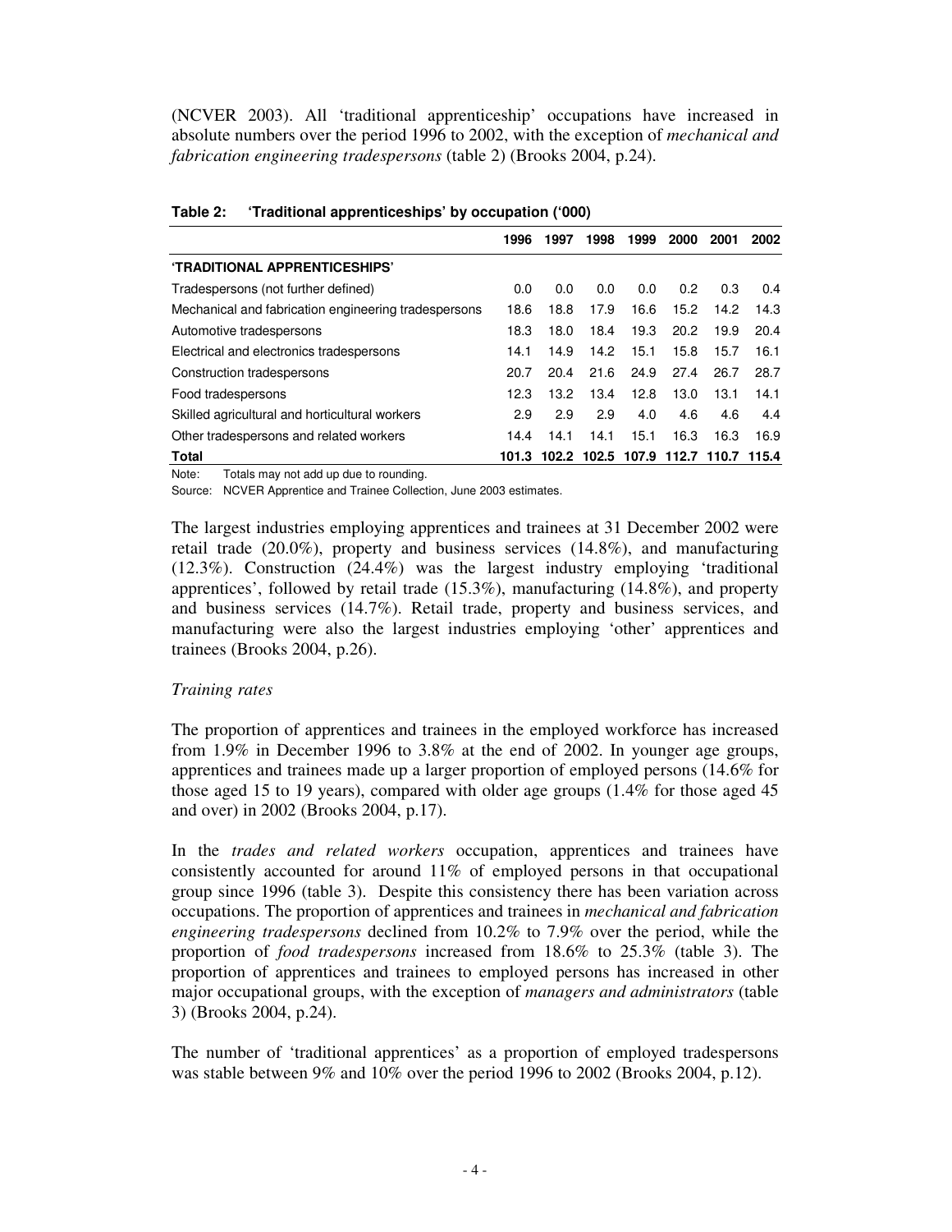(NCVER 2003). All 'traditional apprenticeship' occupations have increased in absolute numbers over the period 1996 to 2002, with the exception of *mechanical and fabrication engineering tradespersons* (table 2) (Brooks 2004, p.24).

**Table 2: 'Traditional apprenticeships' by occupation ('000)**

| | 1996 | 1997 | 1998 | 1999 | 2000 | 2001 | 2002 |
|---|---|---|---|---|---|---|---|
| **'TRADITIONAL APPRENTICESHIPS'** | | | | | | | |
| Tradespersons (not further defined) | 0.0 | 0.0 | 0.0 | 0.0 | 0.2 | 0.3 | 0.4 |
| Mechanical and fabrication engineering tradespersons | 18.6 | 18.8 | 17.9 | 16.6 | 15.2 | 14.2 | 14.3 |
| Automotive tradespersons | 18.3 | 18.0 | 18.4 | 19.3 | 20.2 | 19.9 | 20.4 |
| Electrical and electronics tradespersons | 14.1 | 14.9 | 14.2 | 15.1 | 15.8 | 15.7 | 16.1 |
| Construction tradespersons | 20.7 | 20.4 | 21.6 | 24.9 | 27.4 | 26.7 | 28.7 |
| Food tradespersons | 12.3 | 13.2 | 13.4 | 12.8 | 13.0 | 13.1 | 14.1 |
| Skilled agricultural and horticultural workers | 2.9 | 2.9 | 2.9 | 4.0 | 4.6 | 4.6 | 4.4 |
| Other tradespersons and related workers | 14.4 | 14.1 | 14.1 | 15.1 | 16.3 | 16.3 | 16.9 |
| **Total** | **101.3** | **102.2** | **102.5** | **107.9** | **112.7** | **110.7** | **115.4** |

Note: Totals may not add up due to rounding.

Source: NCVER Apprentice and Trainee Collection, June 2003 estimates.

The largest industries employing apprentices and trainees at 31 December 2002 were retail trade (20.0%), property and business services (14.8%), and manufacturing (12.3%). Construction (24.4%) was the largest industry employing 'traditional apprentices', followed by retail trade (15.3%), manufacturing (14.8%), and property and business services (14.7%). Retail trade, property and business services, and manufacturing were also the largest industries employing 'other' apprentices and trainees (Brooks 2004, p.26).

*Training rates*

The proportion of apprentices and trainees in the employed workforce has increased from 1.9% in December 1996 to 3.8% at the end of 2002. In younger age groups, apprentices and trainees made up a larger proportion of employed persons (14.6% for those aged 15 to 19 years), compared with older age groups (1.4% for those aged 45 and over) in 2002 (Brooks 2004, p.17).

In the *trades and related workers* occupation, apprentices and trainees have consistently accounted for around 11% of employed persons in that occupational group since 1996 (table 3). Despite this consistency there has been variation across occupations. The proportion of apprentices and trainees in *mechanical and fabrication engineering tradespersons* declined from 10.2% to 7.9% over the period, while the proportion of *food tradespersons* increased from 18.6% to 25.3% (table 3). The proportion of apprentices and trainees to employed persons has increased in other major occupational groups, with the exception of *managers and administrators* (table 3) (Brooks 2004, p.24).

The number of 'traditional apprentices' as a proportion of employed tradespersons was stable between 9% and 10% over the period 1996 to 2002 (Brooks 2004, p.12).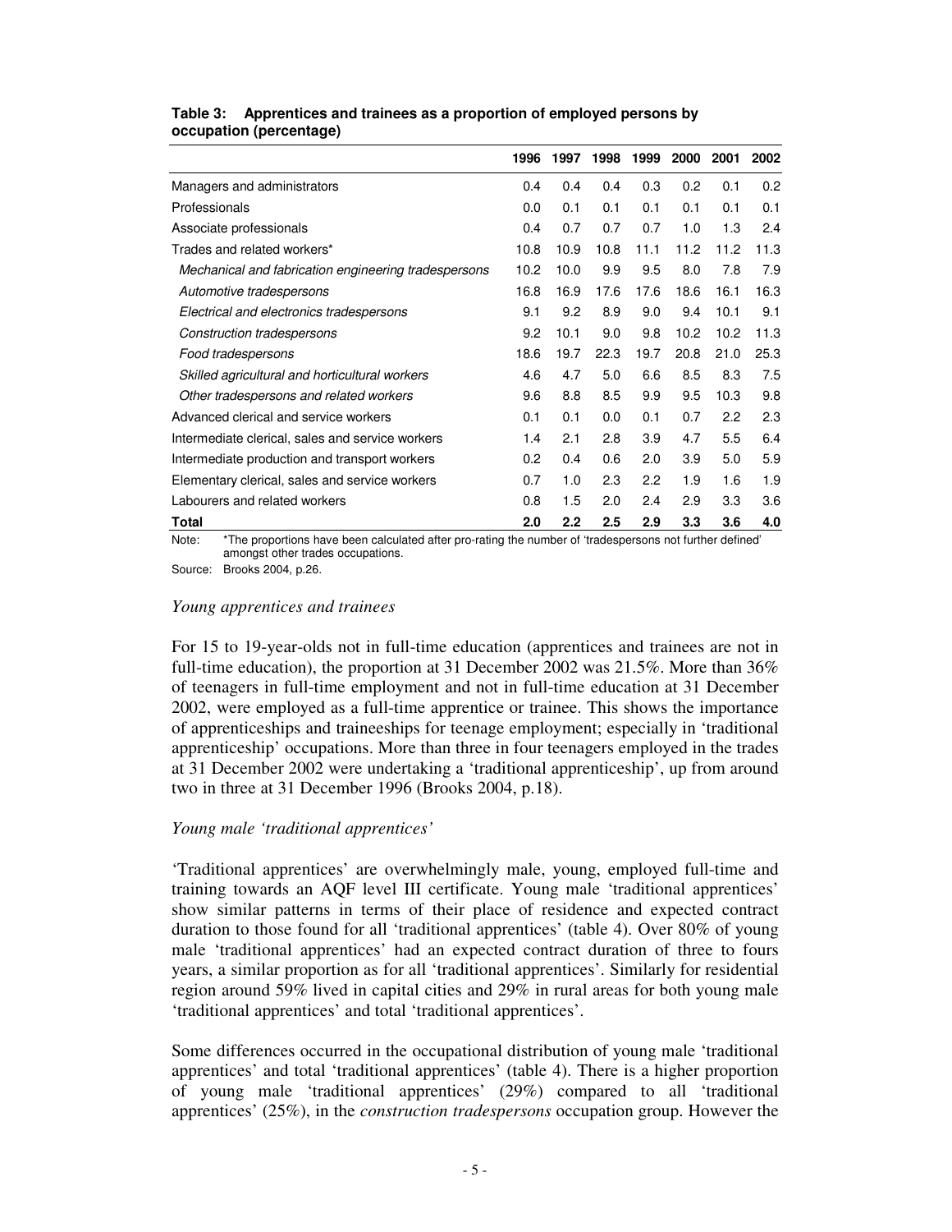**Table 3: Apprentices and trainees as a proportion of employed persons by occupation (percentage)**

| | 1996 | 1997 | 1998 | 1999 | 2000 | 2001 | 2002 |
|---|---|---|---|---|---|---|---|
| Managers and administrators | 0.4 | 0.4 | 0.4 | 0.3 | 0.2 | 0.1 | 0.2 |
| Professionals | 0.0 | 0.1 | 0.1 | 0.1 | 0.1 | 0.1 | 0.1 |
| Associate professionals | 0.4 | 0.7 | 0.7 | 0.7 | 1.0 | 1.3 | 2.4 |
| Trades and related workers* | 10.8 | 10.9 | 10.8 | 11.1 | 11.2 | 11.2 | 11.3 |
| *Mechanical and fabrication engineering tradespersons* | 10.2 | 10.0 | 9.9 | 9.5 | 8.0 | 7.8 | 7.9 |
| *Automotive tradespersons* | 16.8 | 16.9 | 17.6 | 17.6 | 18.6 | 16.1 | 16.3 |
| *Electrical and electronics tradespersons* | 9.1 | 9.2 | 8.9 | 9.0 | 9.4 | 10.1 | 9.1 |
| *Construction tradespersons* | 9.2 | 10.1 | 9.0 | 9.8 | 10.2 | 10.2 | 11.3 |
| *Food tradespersons* | 18.6 | 19.7 | 22.3 | 19.7 | 20.8 | 21.0 | 25.3 |
| *Skilled agricultural and horticultural workers* | 4.6 | 4.7 | 5.0 | 6.6 | 8.5 | 8.3 | 7.5 |
| *Other tradespersons and related workers* | 9.6 | 8.8 | 8.5 | 9.9 | 9.5 | 10.3 | 9.8 |
| Advanced clerical and service workers | 0.1 | 0.1 | 0.0 | 0.1 | 0.7 | 2.2 | 2.3 |
| Intermediate clerical, sales and service workers | 1.4 | 2.1 | 2.8 | 3.9 | 4.7 | 5.5 | 6.4 |
| Intermediate production and transport workers | 0.2 | 0.4 | 0.6 | 2.0 | 3.9 | 5.0 | 5.9 |
| Elementary clerical, sales and service workers | 0.7 | 1.0 | 2.3 | 2.2 | 1.9 | 1.6 | 1.9 |
| Labourers and related workers | 0.8 | 1.5 | 2.0 | 2.4 | 2.9 | 3.3 | 3.6 |
| **Total** | **2.0** | **2.2** | **2.5** | **2.9** | **3.3** | **3.6** | **4.0** |

Note: *The proportions have been calculated after pro-rating the number of 'tradespersons not further defined' amongst other trades occupations.

Source: Brooks 2004, p.26.

*Young apprentices and trainees*

For 15 to 19-year-olds not in full-time education (apprentices and trainees are not in full-time education), the proportion at 31 December 2002 was 21.5%. More than 36% of teenagers in full-time employment and not in full-time education at 31 December 2002, were employed as a full-time apprentice or trainee. This shows the importance of apprenticeships and traineeships for teenage employment; especially in 'traditional apprenticeship' occupations. More than three in four teenagers employed in the trades at 31 December 2002 were undertaking a 'traditional apprenticeship', up from around two in three at 31 December 1996 (Brooks 2004, p.18).

*Young male 'traditional apprentices'*

'Traditional apprentices' are overwhelmingly male, young, employed full-time and training towards an AQF level III certificate. Young male 'traditional apprentices' show similar patterns in terms of their place of residence and expected contract duration to those found for all 'traditional apprentices' (table 4). Over 80% of young male 'traditional apprentices' had an expected contract duration of three to fours years, a similar proportion as for all 'traditional apprentices'. Similarly for residential region around 59% lived in capital cities and 29% in rural areas for both young male 'traditional apprentices' and total 'traditional apprentices'.

Some differences occurred in the occupational distribution of young male 'traditional apprentices' and total 'traditional apprentices' (table 4). There is a higher proportion of young male 'traditional apprentices' (29%) compared to all 'traditional apprentices' (25%), in the *construction tradespersons* occupation group. However the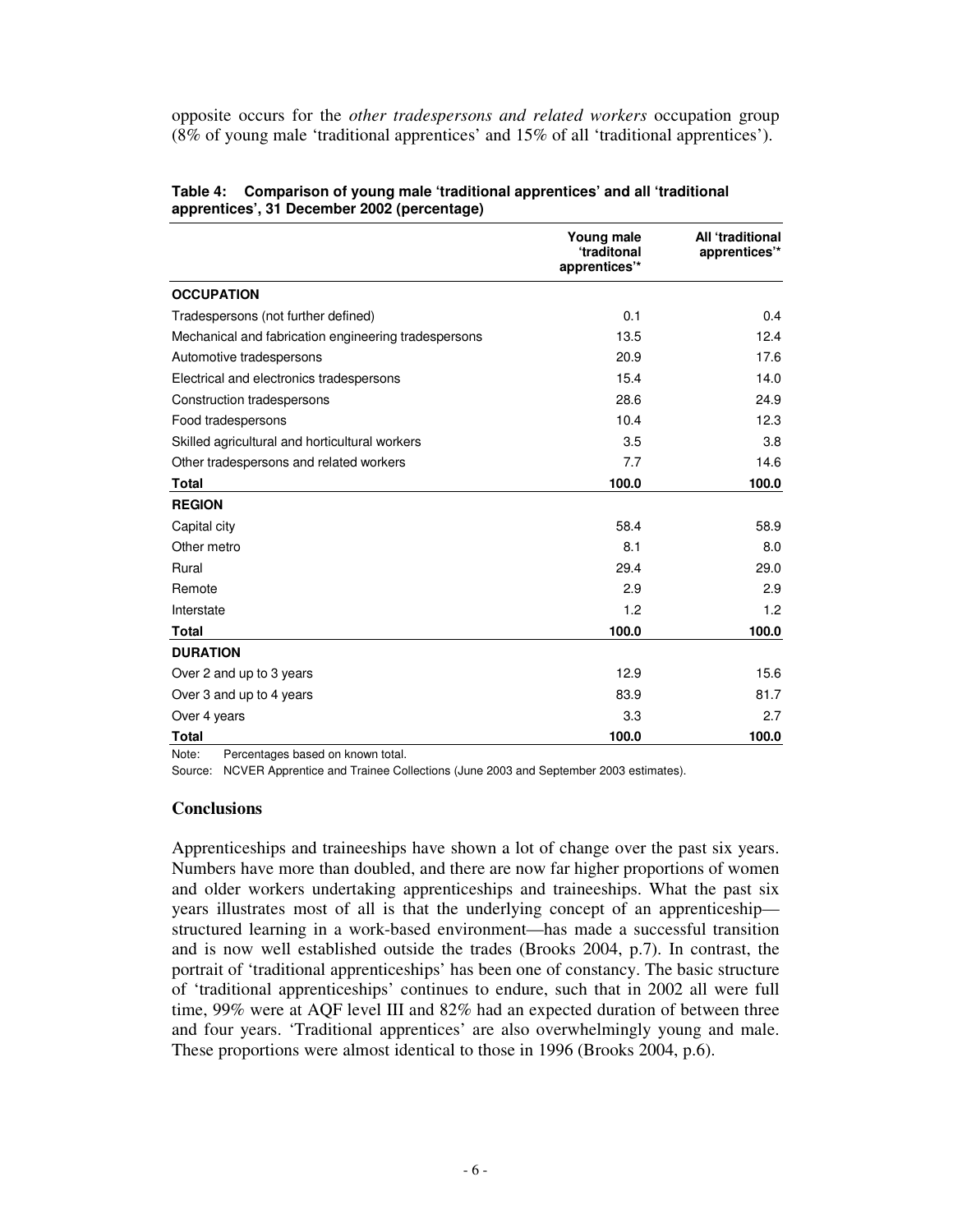opposite occurs for the *other tradespersons and related workers* occupation group (8% of young male 'traditional apprentices' and 15% of all 'traditional apprentices').

**Table 4: Comparison of young male 'traditional apprentices' and all 'traditional apprentices', 31 December 2002 (percentage)**

| | Young male 'traditonal apprentices'* | All 'traditional apprentices'* |
|---|---|---|
| **OCCUPATION** | | |
| Tradespersons (not further defined) | 0.1 | 0.4 |
| Mechanical and fabrication engineering tradespersons | 13.5 | 12.4 |
| Automotive tradespersons | 20.9 | 17.6 |
| Electrical and electronics tradespersons | 15.4 | 14.0 |
| Construction tradespersons | 28.6 | 24.9 |
| Food tradespersons | 10.4 | 12.3 |
| Skilled agricultural and horticultural workers | 3.5 | 3.8 |
| Other tradespersons and related workers | 7.7 | 14.6 |
| **Total** | **100.0** | **100.0** |
| **REGION** | | |
| Capital city | 58.4 | 58.9 |
| Other metro | 8.1 | 8.0 |
| Rural | 29.4 | 29.0 |
| Remote | 2.9 | 2.9 |
| Interstate | 1.2 | 1.2 |
| **Total** | **100.0** | **100.0** |
| **DURATION** | | |
| Over 2 and up to 3 years | 12.9 | 15.6 |
| Over 3 and up to 4 years | 83.9 | 81.7 |
| Over 4 years | 3.3 | 2.7 |
| **Total** | **100.0** | **100.0** |

Note: Percentages based on known total.

Source: NCVER Apprentice and Trainee Collections (June 2003 and September 2003 estimates).

## Conclusions

Apprenticeships and traineeships have shown a lot of change over the past six years. Numbers have more than doubled, and there are now far higher proportions of women and older workers undertaking apprenticeships and traineeships. What the past six years illustrates most of all is that the underlying concept of an apprenticeship—structured learning in a work-based environment—has made a successful transition and is now well established outside the trades (Brooks 2004, p.7). In contrast, the portrait of 'traditional apprenticeships' has been one of constancy. The basic structure of 'traditional apprenticeships' continues to endure, such that in 2002 all were full time, 99% were at AQF level III and 82% had an expected duration of between three and four years. 'Traditional apprentices' are also overwhelmingly young and male. These proportions were almost identical to those in 1996 (Brooks 2004, p.6).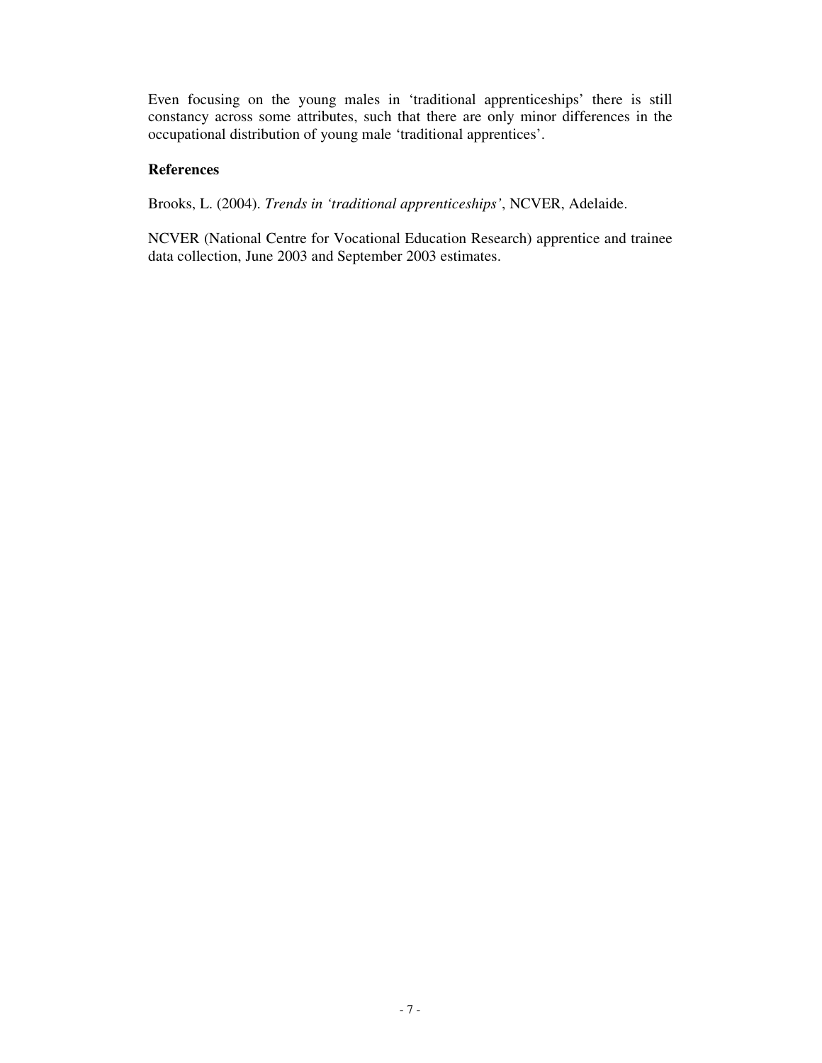Even focusing on the young males in 'traditional apprenticeships' there is still constancy across some attributes, such that there are only minor differences in the occupational distribution of young male 'traditional apprentices'.

## References

Brooks, L. (2004). *Trends in 'traditional apprenticeships'*, NCVER, Adelaide.

NCVER (National Centre for Vocational Education Research) apprentice and trainee data collection, June 2003 and September 2003 estimates.